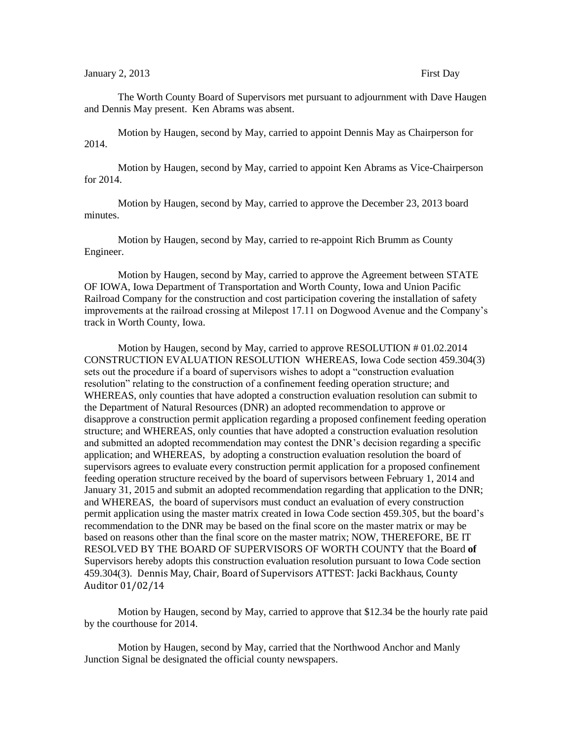January 2, 2013 First Day

The Worth County Board of Supervisors met pursuant to adjournment with Dave Haugen and Dennis May present. Ken Abrams was absent.

Motion by Haugen, second by May, carried to appoint Dennis May as Chairperson for 2014.

Motion by Haugen, second by May, carried to appoint Ken Abrams as Vice-Chairperson for 2014.

Motion by Haugen, second by May, carried to approve the December 23, 2013 board minutes.

Motion by Haugen, second by May, carried to re-appoint Rich Brumm as County Engineer.

Motion by Haugen, second by May, carried to approve the Agreement between STATE OF IOWA, Iowa Department of Transportation and Worth County, Iowa and Union Pacific Railroad Company for the construction and cost participation covering the installation of safety improvements at the railroad crossing at Milepost 17.11 on Dogwood Avenue and the Company's track in Worth County, Iowa.

Motion by Haugen, second by May, carried to approve RESOLUTION # 01.02.2014 CONSTRUCTION EVALUATION RESOLUTION WHEREAS, Iowa Code section 459.304(3) sets out the procedure if a board of supervisors wishes to adopt a "construction evaluation resolution" relating to the construction of a confinement feeding operation structure; and WHEREAS, only counties that have adopted a construction evaluation resolution can submit to the Department of Natural Resources (DNR) an adopted recommendation to approve or disapprove a construction permit application regarding a proposed confinement feeding operation structure; and WHEREAS, only counties that have adopted a construction evaluation resolution and submitted an adopted recommendation may contest the DNR's decision regarding a specific application; and WHEREAS, by adopting a construction evaluation resolution the board of supervisors agrees to evaluate every construction permit application for a proposed confinement feeding operation structure received by the board of supervisors between February 1, 2014 and January 31, 2015 and submit an adopted recommendation regarding that application to the DNR; and WHEREAS, the board of supervisors must conduct an evaluation of every construction permit application using the master matrix created in Iowa Code section 459.305, but the board's recommendation to the DNR may be based on the final score on the master matrix or may be based on reasons other than the final score on the master matrix; NOW, THEREFORE, BE IT RESOLVED BY THE BOARD OF SUPERVISORS OF WORTH COUNTY that the Board **of** Supervisors hereby adopts this construction evaluation resolution pursuant to Iowa Code section 459.304(3). Dennis May, Chair, Board of Supervisors ATTEST: Jacki Backhaus, County Auditor 01/02/14

Motion by Haugen, second by May, carried to approve that $12.34 be the hourly rate paid by the courthouse for 2014.

Motion by Haugen, second by May, carried that the Northwood Anchor and Manly Junction Signal be designated the official county newspapers.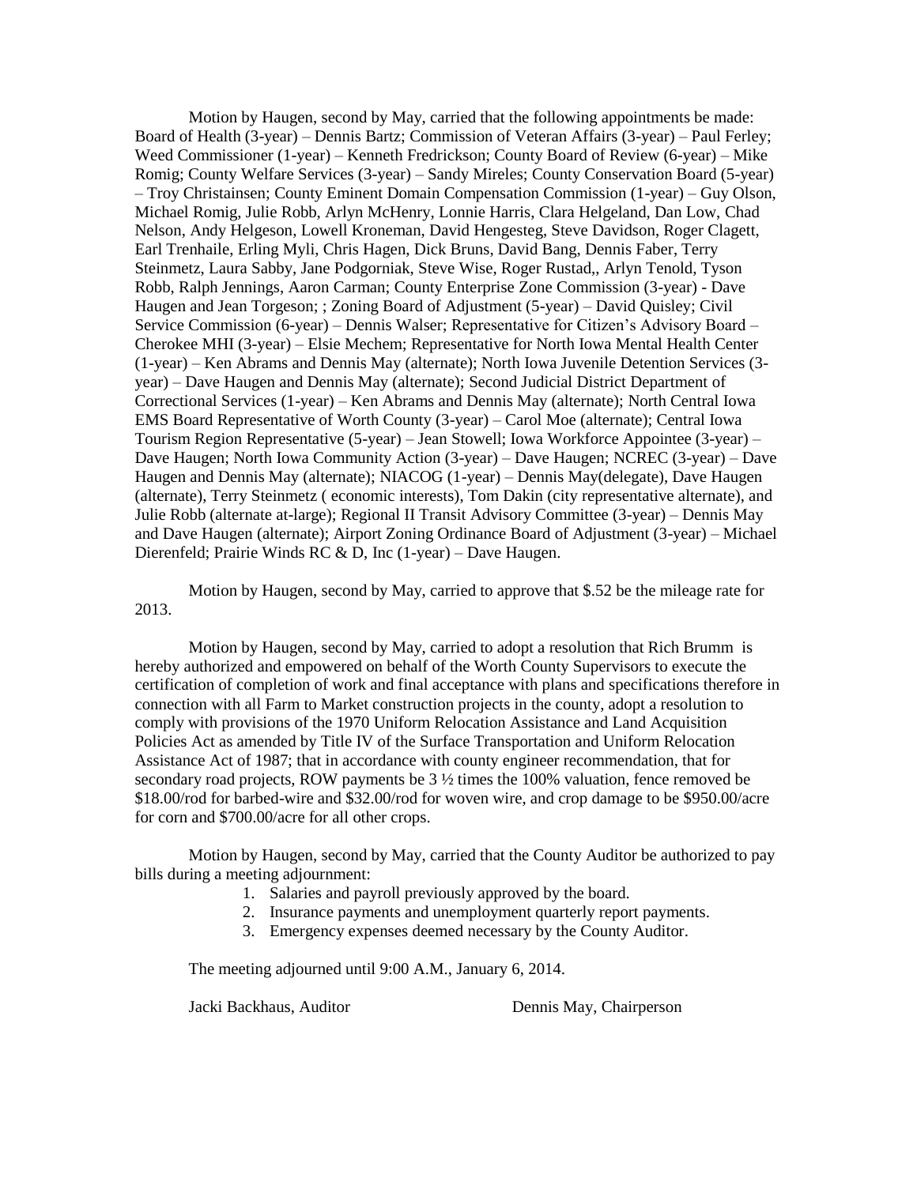Motion by Haugen, second by May, carried that the following appointments be made: Board of Health (3-year) – Dennis Bartz; Commission of Veteran Affairs (3-year) – Paul Ferley; Weed Commissioner (1-year) – Kenneth Fredrickson; County Board of Review (6-year) – Mike Romig; County Welfare Services (3-year) – Sandy Mireles; County Conservation Board (5-year) – Troy Christainsen; County Eminent Domain Compensation Commission (1-year) – Guy Olson, Michael Romig, Julie Robb, Arlyn McHenry, Lonnie Harris, Clara Helgeland, Dan Low, Chad Nelson, Andy Helgeson, Lowell Kroneman, David Hengesteg, Steve Davidson, Roger Clagett, Earl Trenhaile, Erling Myli, Chris Hagen, Dick Bruns, David Bang, Dennis Faber, Terry Steinmetz, Laura Sabby, Jane Podgorniak, Steve Wise, Roger Rustad,, Arlyn Tenold, Tyson Robb, Ralph Jennings, Aaron Carman; County Enterprise Zone Commission (3-year) - Dave Haugen and Jean Torgeson; ; Zoning Board of Adjustment (5-year) – David Quisley; Civil Service Commission (6-year) – Dennis Walser; Representative for Citizen's Advisory Board – Cherokee MHI (3-year) – Elsie Mechem; Representative for North Iowa Mental Health Center (1-year) – Ken Abrams and Dennis May (alternate); North Iowa Juvenile Detention Services (3-year) – Dave Haugen and Dennis May (alternate); Second Judicial District Department of Correctional Services (1-year) – Ken Abrams and Dennis May (alternate); North Central Iowa EMS Board Representative of Worth County (3-year) – Carol Moe (alternate); Central Iowa Tourism Region Representative (5-year) – Jean Stowell; Iowa Workforce Appointee (3-year) – Dave Haugen; North Iowa Community Action (3-year) – Dave Haugen; NCREC (3-year) – Dave Haugen and Dennis May (alternate); NIACOG (1-year) – Dennis May(delegate), Dave Haugen (alternate), Terry Steinmetz ( economic interests), Tom Dakin (city representative alternate), and Julie Robb (alternate at-large); Regional II Transit Advisory Committee (3-year) – Dennis May and Dave Haugen (alternate); Airport Zoning Ordinance Board of Adjustment (3-year) – Michael Dierenfeld; Prairie Winds RC & D, Inc (1-year) – Dave Haugen.

Motion by Haugen, second by May, carried to approve that $.52 be the mileage rate for 2013.

Motion by Haugen, second by May, carried to adopt a resolution that Rich Brumm is hereby authorized and empowered on behalf of the Worth County Supervisors to execute the certification of completion of work and final acceptance with plans and specifications therefore in connection with all Farm to Market construction projects in the county, adopt a resolution to comply with provisions of the 1970 Uniform Relocation Assistance and Land Acquisition Policies Act as amended by Title IV of the Surface Transportation and Uniform Relocation Assistance Act of 1987; that in accordance with county engineer recommendation, that for secondary road projects, ROW payments be 3 ½ times the 100% valuation, fence removed be $18.00/rod for barbed-wire and $32.00/rod for woven wire, and crop damage to be $950.00/acre for corn and $700.00/acre for all other crops.

Motion by Haugen, second by May, carried that the County Auditor be authorized to pay bills during a meeting adjournment:

1. Salaries and payroll previously approved by the board.
2. Insurance payments and unemployment quarterly report payments.
3. Emergency expenses deemed necessary by the County Auditor.

The meeting adjourned until 9:00 A.M., January 6, 2014.

Jacki Backhaus, Auditor Dennis May, Chairperson